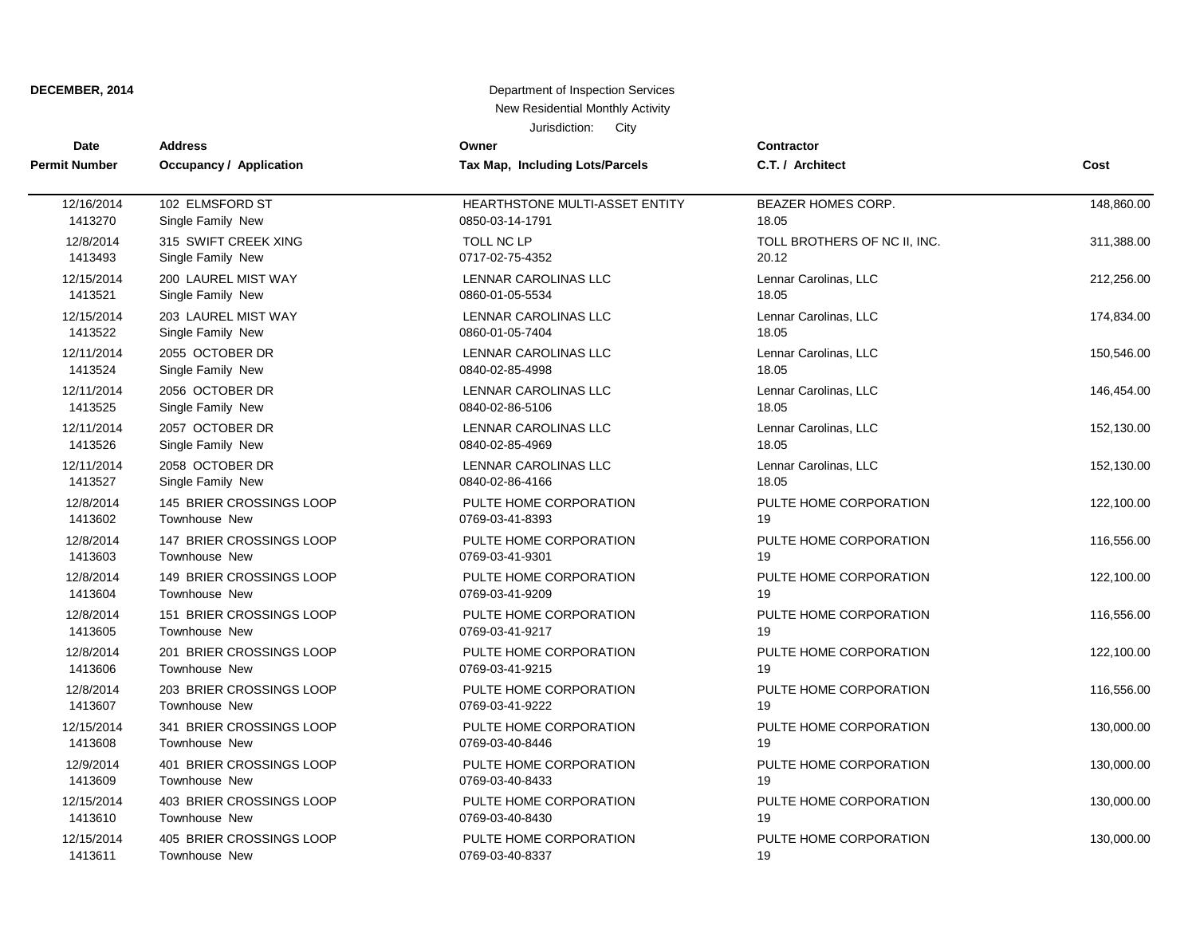**DECEMBER, 2014**

Department of Inspection Services
New Residential Monthly Activity
Jurisdiction: City

| Date / Permit Number | Address / Occupancy / Application | Owner / Tax Map, Including Lots/Parcels | Contractor / C.T. / Architect | Cost |
|---|---|---|---|---|
| 12/16/2014<br>1413270 | 102 ELMSFORD ST<br>Single Family New | HEARTHSTONE MULTI-ASSET ENTITY<br>0850-03-14-1791 | BEAZER HOMES CORP.<br>18.05 | 148,860.00 |
| 12/8/2014<br>1413493 | 315 SWIFT CREEK XING<br>Single Family New | TOLL NC LP<br>0717-02-75-4352 | TOLL BROTHERS OF NC II, INC.<br>20.12 | 311,388.00 |
| 12/15/2014<br>1413521 | 200 LAUREL MIST WAY<br>Single Family New | LENNAR CAROLINAS LLC<br>0860-01-05-5534 | Lennar Carolinas, LLC<br>18.05 | 212,256.00 |
| 12/15/2014<br>1413522 | 203 LAUREL MIST WAY<br>Single Family New | LENNAR CAROLINAS LLC<br>0860-01-05-7404 | Lennar Carolinas, LLC<br>18.05 | 174,834.00 |
| 12/11/2014<br>1413524 | 2055 OCTOBER DR<br>Single Family New | LENNAR CAROLINAS LLC<br>0840-02-85-4998 | Lennar Carolinas, LLC<br>18.05 | 150,546.00 |
| 12/11/2014<br>1413525 | 2056 OCTOBER DR<br>Single Family New | LENNAR CAROLINAS LLC<br>0840-02-86-5106 | Lennar Carolinas, LLC<br>18.05 | 146,454.00 |
| 12/11/2014<br>1413526 | 2057 OCTOBER DR<br>Single Family New | LENNAR CAROLINAS LLC<br>0840-02-85-4969 | Lennar Carolinas, LLC<br>18.05 | 152,130.00 |
| 12/11/2014<br>1413527 | 2058 OCTOBER DR<br>Single Family New | LENNAR CAROLINAS LLC<br>0840-02-86-4166 | Lennar Carolinas, LLC<br>18.05 | 152,130.00 |
| 12/8/2014<br>1413602 | 145 BRIER CROSSINGS LOOP<br>Townhouse New | PULTE HOME CORPORATION<br>0769-03-41-8393 | PULTE HOME CORPORATION<br>19 | 122,100.00 |
| 12/8/2014<br>1413603 | 147 BRIER CROSSINGS LOOP<br>Townhouse New | PULTE HOME CORPORATION<br>0769-03-41-9301 | PULTE HOME CORPORATION<br>19 | 116,556.00 |
| 12/8/2014<br>1413604 | 149 BRIER CROSSINGS LOOP<br>Townhouse New | PULTE HOME CORPORATION<br>0769-03-41-9209 | PULTE HOME CORPORATION<br>19 | 122,100.00 |
| 12/8/2014<br>1413605 | 151 BRIER CROSSINGS LOOP<br>Townhouse New | PULTE HOME CORPORATION<br>0769-03-41-9217 | PULTE HOME CORPORATION<br>19 | 116,556.00 |
| 12/8/2014<br>1413606 | 201 BRIER CROSSINGS LOOP<br>Townhouse New | PULTE HOME CORPORATION<br>0769-03-41-9215 | PULTE HOME CORPORATION<br>19 | 122,100.00 |
| 12/8/2014<br>1413607 | 203 BRIER CROSSINGS LOOP<br>Townhouse New | PULTE HOME CORPORATION<br>0769-03-41-9222 | PULTE HOME CORPORATION<br>19 | 116,556.00 |
| 12/15/2014<br>1413608 | 341 BRIER CROSSINGS LOOP<br>Townhouse New | PULTE HOME CORPORATION<br>0769-03-40-8446 | PULTE HOME CORPORATION<br>19 | 130,000.00 |
| 12/9/2014<br>1413609 | 401 BRIER CROSSINGS LOOP<br>Townhouse New | PULTE HOME CORPORATION<br>0769-03-40-8433 | PULTE HOME CORPORATION<br>19 | 130,000.00 |
| 12/15/2014<br>1413610 | 403 BRIER CROSSINGS LOOP<br>Townhouse New | PULTE HOME CORPORATION<br>0769-03-40-8430 | PULTE HOME CORPORATION<br>19 | 130,000.00 |
| 12/15/2014<br>1413611 | 405 BRIER CROSSINGS LOOP<br>Townhouse New | PULTE HOME CORPORATION<br>0769-03-40-8337 | PULTE HOME CORPORATION<br>19 | 130,000.00 |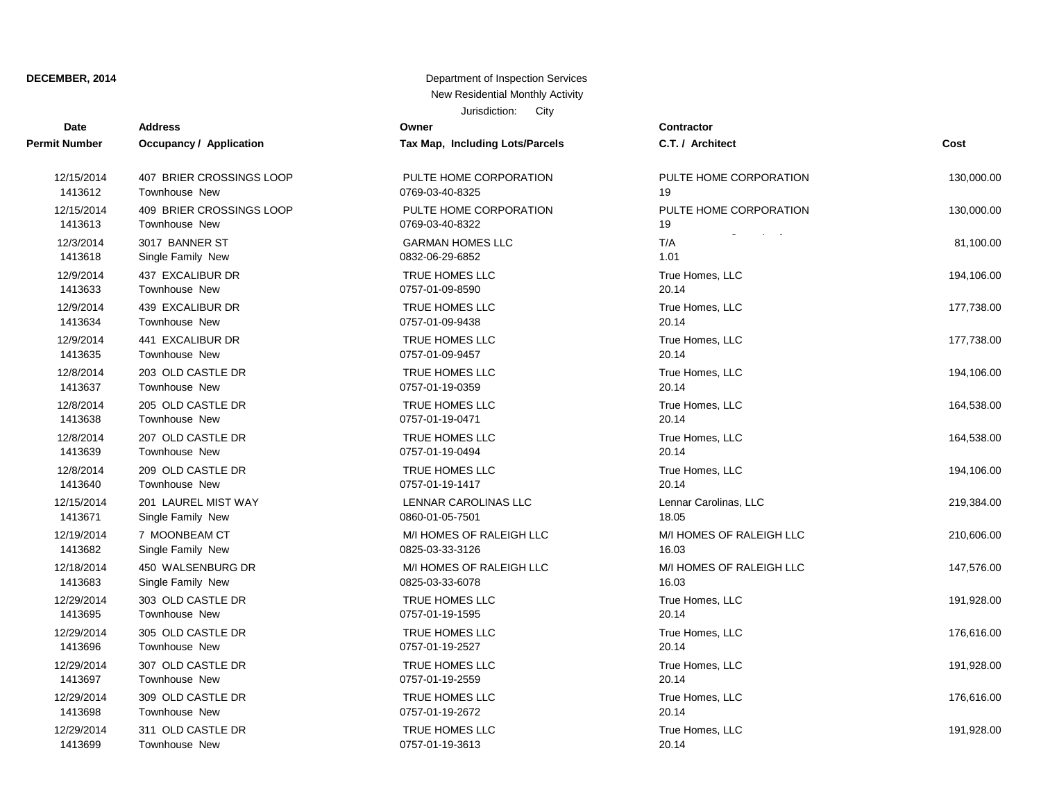**DECEMBER, 2014**

Department of Inspection Services
New Residential Monthly Activity
Jurisdiction: City

| Date / Permit Number | Address / Occupancy / Application | Owner / Tax Map, Including Lots/Parcels | Contractor / C.T. / Architect | Cost |
|---|---|---|---|---|
| 12/15/2014<br>1413612 | 407 BRIER CROSSINGS LOOP<br>Townhouse New | PULTE HOME CORPORATION<br>0769-03-40-8325 | PULTE HOME CORPORATION<br>19 | 130,000.00 |
| 12/15/2014<br>1413613 | 409 BRIER CROSSINGS LOOP<br>Townhouse New | PULTE HOME CORPORATION<br>0769-03-40-8322 | PULTE HOME CORPORATION<br>19 | 130,000.00 |
| 12/3/2014<br>1413618 | 3017 BANNER ST<br>Single Family New | GARMAN HOMES LLC<br>0832-06-29-6852 | T/A<br>1.01 | 81,100.00 |
| 12/9/2014<br>1413633 | 437 EXCALIBUR DR<br>Townhouse New | TRUE HOMES LLC<br>0757-01-09-8590 | True Homes, LLC<br>20.14 | 194,106.00 |
| 12/9/2014<br>1413634 | 439 EXCALIBUR DR<br>Townhouse New | TRUE HOMES LLC<br>0757-01-09-9438 | True Homes, LLC<br>20.14 | 177,738.00 |
| 12/9/2014<br>1413635 | 441 EXCALIBUR DR<br>Townhouse New | TRUE HOMES LLC<br>0757-01-09-9457 | True Homes, LLC<br>20.14 | 177,738.00 |
| 12/8/2014<br>1413637 | 203 OLD CASTLE DR<br>Townhouse New | TRUE HOMES LLC<br>0757-01-19-0359 | True Homes, LLC<br>20.14 | 194,106.00 |
| 12/8/2014<br>1413638 | 205 OLD CASTLE DR<br>Townhouse New | TRUE HOMES LLC<br>0757-01-19-0471 | True Homes, LLC<br>20.14 | 164,538.00 |
| 12/8/2014<br>1413639 | 207 OLD CASTLE DR<br>Townhouse New | TRUE HOMES LLC<br>0757-01-19-0494 | True Homes, LLC<br>20.14 | 164,538.00 |
| 12/8/2014<br>1413640 | 209 OLD CASTLE DR<br>Townhouse New | TRUE HOMES LLC<br>0757-01-19-1417 | True Homes, LLC<br>20.14 | 194,106.00 |
| 12/15/2014<br>1413671 | 201 LAUREL MIST WAY<br>Single Family New | LENNAR CAROLINAS LLC<br>0860-01-05-7501 | Lennar Carolinas, LLC<br>18.05 | 219,384.00 |
| 12/19/2014<br>1413682 | 7 MOONBEAM CT<br>Single Family New | M/I HOMES OF RALEIGH LLC<br>0825-03-33-3126 | M/I HOMES OF RALEIGH LLC<br>16.03 | 210,606.00 |
| 12/18/2014<br>1413683 | 450 WALSENBURG DR<br>Single Family New | M/I HOMES OF RALEIGH LLC<br>0825-03-33-6078 | M/I HOMES OF RALEIGH LLC<br>16.03 | 147,576.00 |
| 12/29/2014<br>1413695 | 303 OLD CASTLE DR<br>Townhouse New | TRUE HOMES LLC<br>0757-01-19-1595 | True Homes, LLC<br>20.14 | 191,928.00 |
| 12/29/2014<br>1413696 | 305 OLD CASTLE DR<br>Townhouse New | TRUE HOMES LLC<br>0757-01-19-2527 | True Homes, LLC<br>20.14 | 176,616.00 |
| 12/29/2014<br>1413697 | 307 OLD CASTLE DR<br>Townhouse New | TRUE HOMES LLC<br>0757-01-19-2559 | True Homes, LLC<br>20.14 | 191,928.00 |
| 12/29/2014<br>1413698 | 309 OLD CASTLE DR<br>Townhouse New | TRUE HOMES LLC<br>0757-01-19-2672 | True Homes, LLC<br>20.14 | 176,616.00 |
| 12/29/2014<br>1413699 | 311 OLD CASTLE DR<br>Townhouse New | TRUE HOMES LLC<br>0757-01-19-3613 | True Homes, LLC<br>20.14 | 191,928.00 |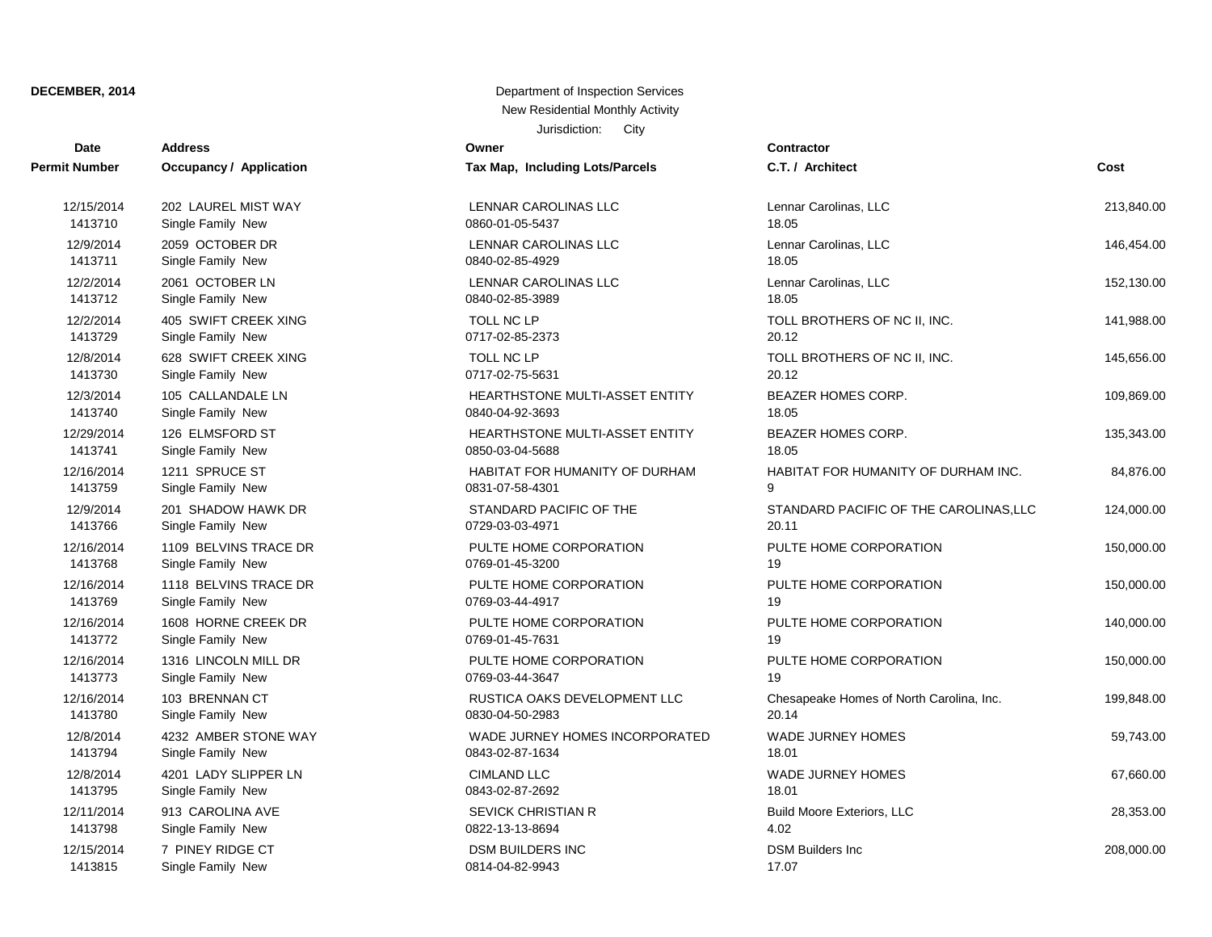**DECEMBER, 2014**

Department of Inspection Services
New Residential Monthly Activity
Jurisdiction: City

| Date<br>Permit Number | Address<br>Occupancy / Application | Owner<br>Tax Map, Including Lots/Parcels | Contractor<br>C.T. / Architect | Cost |
|---|---|---|---|---|
| 12/15/2014<br>1413710 | 202 LAUREL MIST WAY<br>Single Family New | LENNAR CAROLINAS LLC<br>0860-01-05-5437 | Lennar Carolinas, LLC<br>18.05 | 213,840.00 |
| 12/9/2014<br>1413711 | 2059 OCTOBER DR<br>Single Family New | LENNAR CAROLINAS LLC<br>0840-02-85-4929 | Lennar Carolinas, LLC<br>18.05 | 146,454.00 |
| 12/2/2014<br>1413712 | 2061 OCTOBER LN<br>Single Family New | LENNAR CAROLINAS LLC<br>0840-02-85-3989 | Lennar Carolinas, LLC<br>18.05 | 152,130.00 |
| 12/2/2014<br>1413729 | 405 SWIFT CREEK XING<br>Single Family New | TOLL NC LP<br>0717-02-85-2373 | TOLL BROTHERS OF NC II, INC.<br>20.12 | 141,988.00 |
| 12/8/2014<br>1413730 | 628 SWIFT CREEK XING<br>Single Family New | TOLL NC LP<br>0717-02-75-5631 | TOLL BROTHERS OF NC II, INC.<br>20.12 | 145,656.00 |
| 12/3/2014<br>1413740 | 105 CALLANDALE LN<br>Single Family New | HEARTHSTONE MULTI-ASSET ENTITY<br>0840-04-92-3693 | BEAZER HOMES CORP.<br>18.05 | 109,869.00 |
| 12/29/2014<br>1413741 | 126 ELMSFORD ST<br>Single Family New | HEARTHSTONE MULTI-ASSET ENTITY<br>0850-03-04-5688 | BEAZER HOMES CORP.<br>18.05 | 135,343.00 |
| 12/16/2014<br>1413759 | 1211 SPRUCE ST<br>Single Family New | HABITAT FOR HUMANITY OF DURHAM<br>0831-07-58-4301 | HABITAT FOR HUMANITY OF DURHAM INC.<br>9 | 84,876.00 |
| 12/9/2014<br>1413766 | 201 SHADOW HAWK DR<br>Single Family New | STANDARD PACIFIC OF THE<br>0729-03-03-4971 | STANDARD PACIFIC OF THE CAROLINAS,LLC<br>20.11 | 124,000.00 |
| 12/16/2014<br>1413768 | 1109 BELVINS TRACE DR<br>Single Family New | PULTE HOME CORPORATION<br>0769-01-45-3200 | PULTE HOME CORPORATION<br>19 | 150,000.00 |
| 12/16/2014<br>1413769 | 1118 BELVINS TRACE DR<br>Single Family New | PULTE HOME CORPORATION<br>0769-03-44-4917 | PULTE HOME CORPORATION<br>19 | 150,000.00 |
| 12/16/2014<br>1413772 | 1608 HORNE CREEK DR<br>Single Family New | PULTE HOME CORPORATION<br>0769-01-45-7631 | PULTE HOME CORPORATION<br>19 | 140,000.00 |
| 12/16/2014<br>1413773 | 1316 LINCOLN MILL DR<br>Single Family New | PULTE HOME CORPORATION<br>0769-03-44-3647 | PULTE HOME CORPORATION<br>19 | 150,000.00 |
| 12/16/2014<br>1413780 | 103 BRENNAN CT<br>Single Family New | RUSTICA OAKS DEVELOPMENT LLC<br>0830-04-50-2983 | Chesapeake Homes of North Carolina, Inc.<br>20.14 | 199,848.00 |
| 12/8/2014<br>1413794 | 4232 AMBER STONE WAY<br>Single Family New | WADE JURNEY HOMES INCORPORATED<br>0843-02-87-1634 | WADE JURNEY HOMES<br>18.01 | 59,743.00 |
| 12/8/2014<br>1413795 | 4201 LADY SLIPPER LN<br>Single Family New | CIMLAND LLC<br>0843-02-87-2692 | WADE JURNEY HOMES<br>18.01 | 67,660.00 |
| 12/11/2014<br>1413798 | 913 CAROLINA AVE<br>Single Family New | SEVICK CHRISTIAN R<br>0822-13-13-8694 | Build Moore Exteriors, LLC<br>4.02 | 28,353.00 |
| 12/15/2014<br>1413815 | 7 PINEY RIDGE CT<br>Single Family New | DSM BUILDERS INC<br>0814-04-82-9943 | DSM Builders Inc<br>17.07 | 208,000.00 |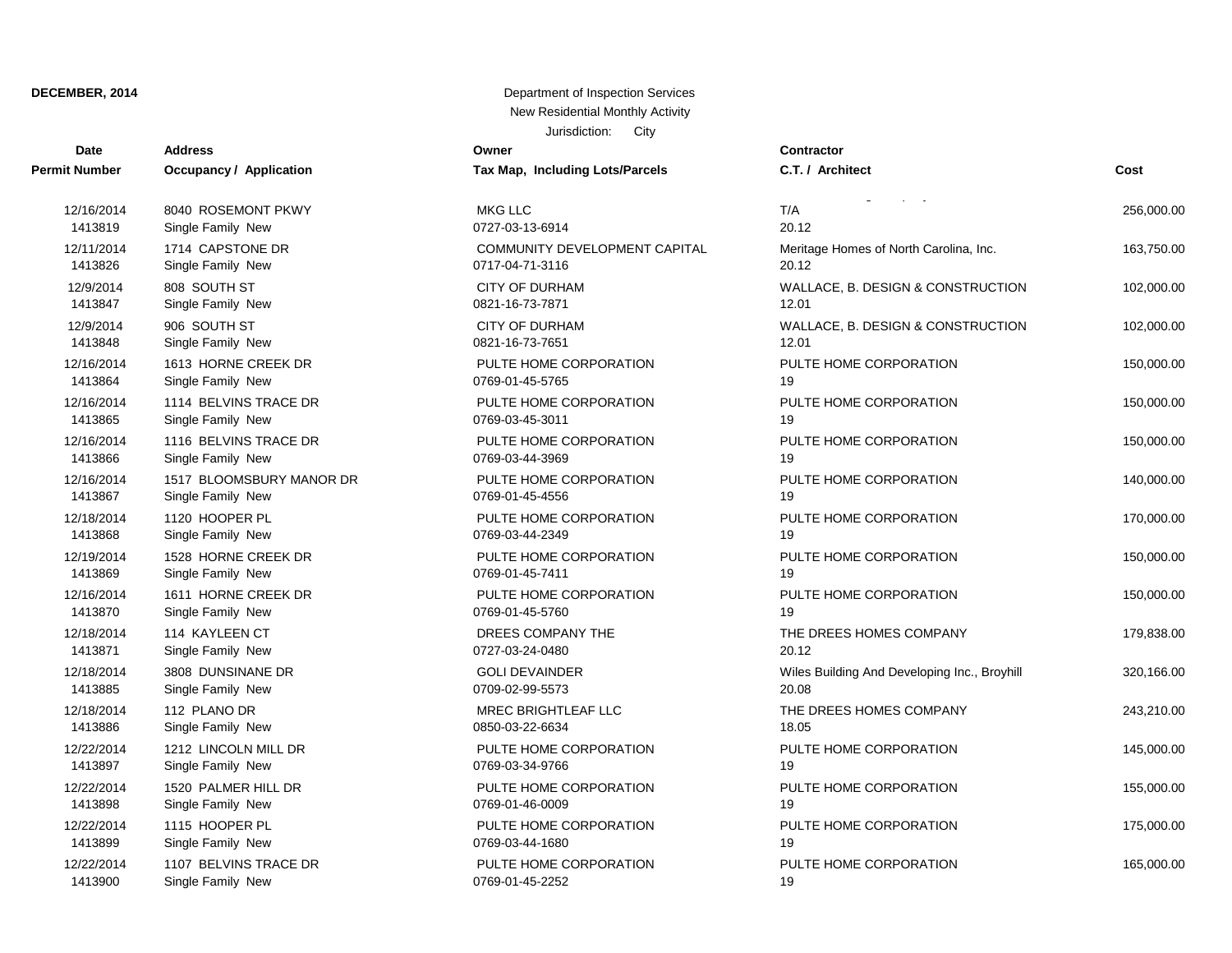**DECEMBER, 2014**

Department of Inspection Services
New Residential Monthly Activity
Jurisdiction: City

| Date<br>Permit Number | Address<br>Occupancy / Application | Owner<br>Tax Map, Including Lots/Parcels | Contractor<br>C.T. / Architect | Cost |
|---|---|---|---|---|
| 12/16/2014<br>1413819 | 8040 ROSEMONT PKWY<br>Single Family New | MKG LLC<br>0727-03-13-6914 | T/A<br>20.12 | 256,000.00 |
| 12/11/2014<br>1413826 | 1714 CAPSTONE DR<br>Single Family New | COMMUNITY DEVELOPMENT CAPITAL<br>0717-04-71-3116 | Meritage Homes of North Carolina, Inc.<br>20.12 | 163,750.00 |
| 12/9/2014<br>1413847 | 808 SOUTH ST<br>Single Family New | CITY OF DURHAM<br>0821-16-73-7871 | WALLACE, B. DESIGN & CONSTRUCTION<br>12.01 | 102,000.00 |
| 12/9/2014<br>1413848 | 906 SOUTH ST<br>Single Family New | CITY OF DURHAM<br>0821-16-73-7651 | WALLACE, B. DESIGN & CONSTRUCTION<br>12.01 | 102,000.00 |
| 12/16/2014<br>1413864 | 1613 HORNE CREEK DR<br>Single Family New | PULTE HOME CORPORATION<br>0769-01-45-5765 | PULTE HOME CORPORATION<br>19 | 150,000.00 |
| 12/16/2014<br>1413865 | 1114 BELVINS TRACE DR<br>Single Family New | PULTE HOME CORPORATION<br>0769-03-45-3011 | PULTE HOME CORPORATION<br>19 | 150,000.00 |
| 12/16/2014<br>1413866 | 1116 BELVINS TRACE DR<br>Single Family New | PULTE HOME CORPORATION<br>0769-03-44-3969 | PULTE HOME CORPORATION<br>19 | 150,000.00 |
| 12/16/2014<br>1413867 | 1517 BLOOMSBURY MANOR DR<br>Single Family New | PULTE HOME CORPORATION<br>0769-01-45-4556 | PULTE HOME CORPORATION<br>19 | 140,000.00 |
| 12/18/2014<br>1413868 | 1120 HOOPER PL<br>Single Family New | PULTE HOME CORPORATION<br>0769-03-44-2349 | PULTE HOME CORPORATION<br>19 | 170,000.00 |
| 12/19/2014<br>1413869 | 1528 HORNE CREEK DR<br>Single Family New | PULTE HOME CORPORATION<br>0769-01-45-7411 | PULTE HOME CORPORATION<br>19 | 150,000.00 |
| 12/16/2014<br>1413870 | 1611 HORNE CREEK DR<br>Single Family New | PULTE HOME CORPORATION<br>0769-01-45-5760 | PULTE HOME CORPORATION<br>19 | 150,000.00 |
| 12/18/2014<br>1413871 | 114 KAYLEEN CT<br>Single Family New | DREES COMPANY THE<br>0727-03-24-0480 | THE DREES HOMES COMPANY<br>20.12 | 179,838.00 |
| 12/18/2014<br>1413885 | 3808 DUNSINANE DR<br>Single Family New | GOLI DEVAINDER<br>0709-02-99-5573 | Wiles Building And Developing Inc., Broyhill<br>20.08 | 320,166.00 |
| 12/18/2014<br>1413886 | 112 PLANO DR<br>Single Family New | MREC BRIGHTLEAF LLC<br>0850-03-22-6634 | THE DREES HOMES COMPANY<br>18.05 | 243,210.00 |
| 12/22/2014<br>1413897 | 1212 LINCOLN MILL DR<br>Single Family New | PULTE HOME CORPORATION<br>0769-03-34-9766 | PULTE HOME CORPORATION<br>19 | 145,000.00 |
| 12/22/2014<br>1413898 | 1520 PALMER HILL DR<br>Single Family New | PULTE HOME CORPORATION<br>0769-01-46-0009 | PULTE HOME CORPORATION<br>19 | 155,000.00 |
| 12/22/2014<br>1413899 | 1115 HOOPER PL<br>Single Family New | PULTE HOME CORPORATION<br>0769-03-44-1680 | PULTE HOME CORPORATION<br>19 | 175,000.00 |
| 12/22/2014<br>1413900 | 1107 BELVINS TRACE DR<br>Single Family New | PULTE HOME CORPORATION<br>0769-01-45-2252 | PULTE HOME CORPORATION<br>19 | 165,000.00 |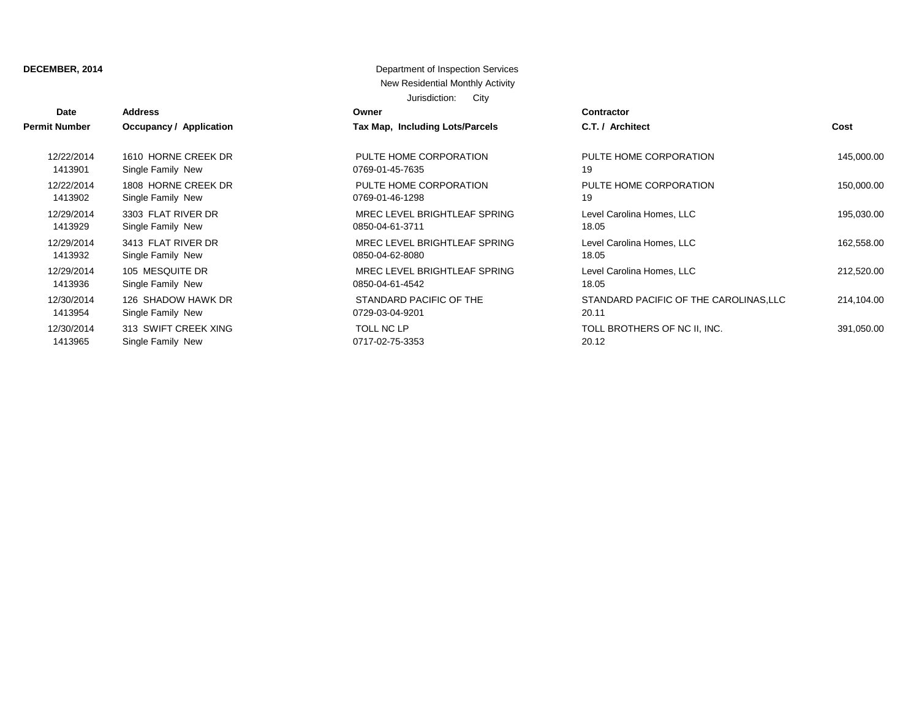**DECEMBER, 2014**

Department of Inspection Services
New Residential Monthly Activity
Jurisdiction: City

| Date<br>Permit Number | Address<br>Occupancy / Application | Owner<br>Tax Map, Including Lots/Parcels | Contractor<br>C.T. / Architect | Cost |
|---|---|---|---|---|
| 12/22/2014<br>1413901 | 1610 HORNE CREEK DR<br>Single Family New | PULTE HOME CORPORATION<br>0769-01-45-7635 | PULTE HOME CORPORATION<br>19 | 145,000.00 |
| 12/22/2014<br>1413902 | 1808 HORNE CREEK DR<br>Single Family New | PULTE HOME CORPORATION<br>0769-01-46-1298 | PULTE HOME CORPORATION<br>19 | 150,000.00 |
| 12/29/2014<br>1413929 | 3303 FLAT RIVER DR<br>Single Family New | MREC LEVEL BRIGHTLEAF SPRING<br>0850-04-61-3711 | Level Carolina Homes, LLC<br>18.05 | 195,030.00 |
| 12/29/2014<br>1413932 | 3413 FLAT RIVER DR<br>Single Family New | MREC LEVEL BRIGHTLEAF SPRING<br>0850-04-62-8080 | Level Carolina Homes, LLC<br>18.05 | 162,558.00 |
| 12/29/2014<br>1413936 | 105 MESQUITE DR<br>Single Family New | MREC LEVEL BRIGHTLEAF SPRING<br>0850-04-61-4542 | Level Carolina Homes, LLC<br>18.05 | 212,520.00 |
| 12/30/2014<br>1413954 | 126 SHADOW HAWK DR<br>Single Family New | STANDARD PACIFIC OF THE<br>0729-03-04-9201 | STANDARD PACIFIC OF THE CAROLINAS,LLC<br>20.11 | 214,104.00 |
| 12/30/2014<br>1413965 | 313 SWIFT CREEK XING<br>Single Family New | TOLL NC LP<br>0717-02-75-3353 | TOLL BROTHERS OF NC II, INC.<br>20.12 | 391,050.00 |